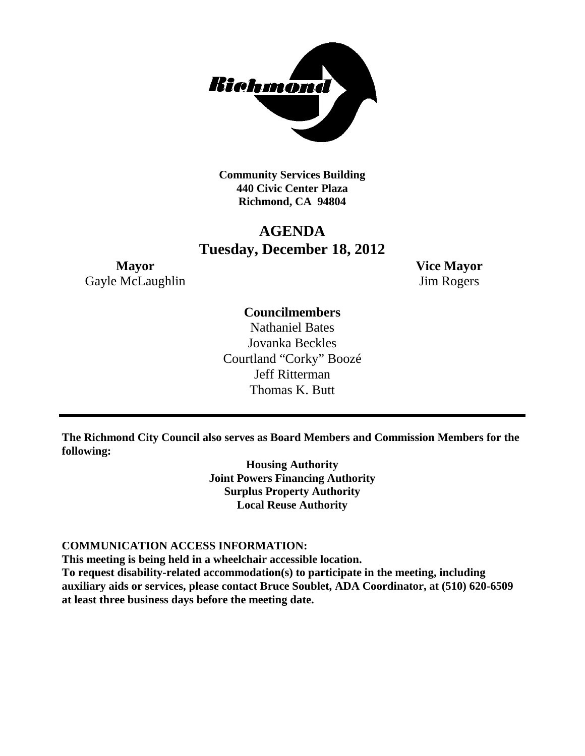**Community Services Building**
**440 Civic Center Plaza**
**Richmond, CA 94804**

# AGENDA
## Tuesday, December 18, 2012

**Mayor**
Gayle McLaughlin

**Vice Mayor**
Jim Rogers

**Councilmembers**
Nathaniel Bates
Jovanka Beckles
Courtland "Corky" Boozé
Jeff Ritterman
Thomas K. Butt

---

**The Richmond City Council also serves as Board Members and Commission Members for the following:**

**Housing Authority**
**Joint Powers Financing Authority**
**Surplus Property Authority**
**Local Reuse Authority**

**COMMUNICATION ACCESS INFORMATION:**
**This meeting is being held in a wheelchair accessible location.**
**To request disability-related accommodation(s) to participate in the meeting, including auxiliary aids or services, please contact Bruce Soublet, ADA Coordinator, at (510) 620-6509 at least three business days before the meeting date.**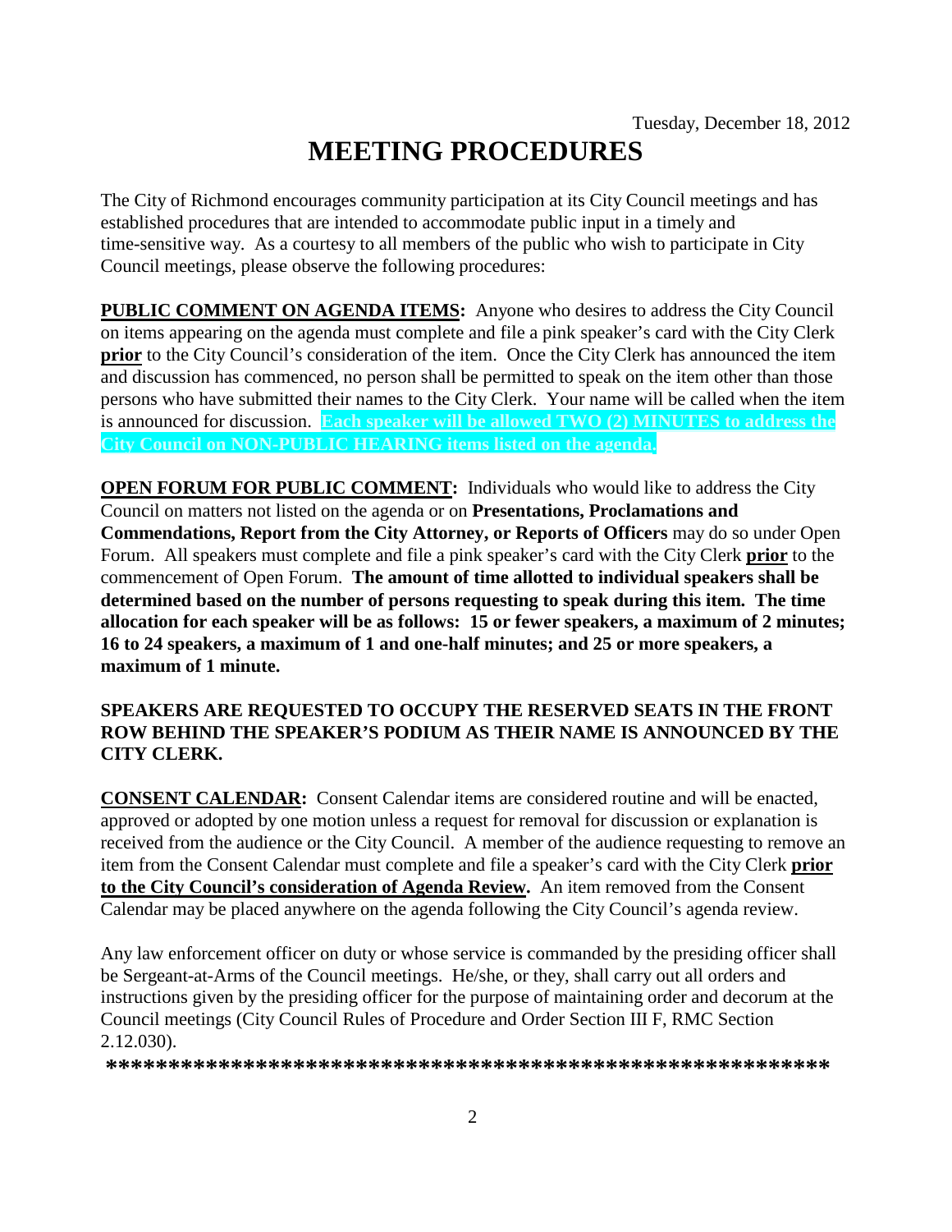Tuesday, December 18, 2012

# MEETING PROCEDURES

The City of Richmond encourages community participation at its City Council meetings and has established procedures that are intended to accommodate public input in a timely and time-sensitive way. As a courtesy to all members of the public who wish to participate in City Council meetings, please observe the following procedures:

**PUBLIC COMMENT ON AGENDA ITEMS:** Anyone who desires to address the City Council on items appearing on the agenda must complete and file a pink speaker's card with the City Clerk **prior** to the City Council's consideration of the item. Once the City Clerk has announced the item and discussion has commenced, no person shall be permitted to speak on the item other than those persons who have submitted their names to the City Clerk. Your name will be called when the item is announced for discussion. **Each speaker will be allowed TWO (2) MINUTES to address the City Council on NON-PUBLIC HEARING items listed on the agenda.**

**OPEN FORUM FOR PUBLIC COMMENT:** Individuals who would like to address the City Council on matters not listed on the agenda or on **Presentations, Proclamations and Commendations, Report from the City Attorney, or Reports of Officers** may do so under Open Forum. All speakers must complete and file a pink speaker's card with the City Clerk **prior** to the commencement of Open Forum. **The amount of time allotted to individual speakers shall be determined based on the number of persons requesting to speak during this item. The time allocation for each speaker will be as follows: 15 or fewer speakers, a maximum of 2 minutes; 16 to 24 speakers, a maximum of 1 and one-half minutes; and 25 or more speakers, a maximum of 1 minute.**

**SPEAKERS ARE REQUESTED TO OCCUPY THE RESERVED SEATS IN THE FRONT ROW BEHIND THE SPEAKER'S PODIUM AS THEIR NAME IS ANNOUNCED BY THE CITY CLERK.**

**CONSENT CALENDAR:** Consent Calendar items are considered routine and will be enacted, approved or adopted by one motion unless a request for removal for discussion or explanation is received from the audience or the City Council. A member of the audience requesting to remove an item from the Consent Calendar must complete and file a speaker's card with the City Clerk **prior to the City Council's consideration of Agenda Review.** An item removed from the Consent Calendar may be placed anywhere on the agenda following the City Council's agenda review.

Any law enforcement officer on duty or whose service is commanded by the presiding officer shall be Sergeant-at-Arms of the Council meetings. He/she, or they, shall carry out all orders and instructions given by the presiding officer for the purpose of maintaining order and decorum at the Council meetings (City Council Rules of Procedure and Order Section III F, RMC Section 2.12.030).

**\*\*\*\*\*\*\*\*\*\*\*\*\*\*\*\*\*\*\*\*\*\*\*\*\*\*\*\*\*\*\*\*\*\*\*\*\*\*\*\*\*\*\*\*\*\*\*\*\*\*\*\*\*\*\*\*\*\*\*\***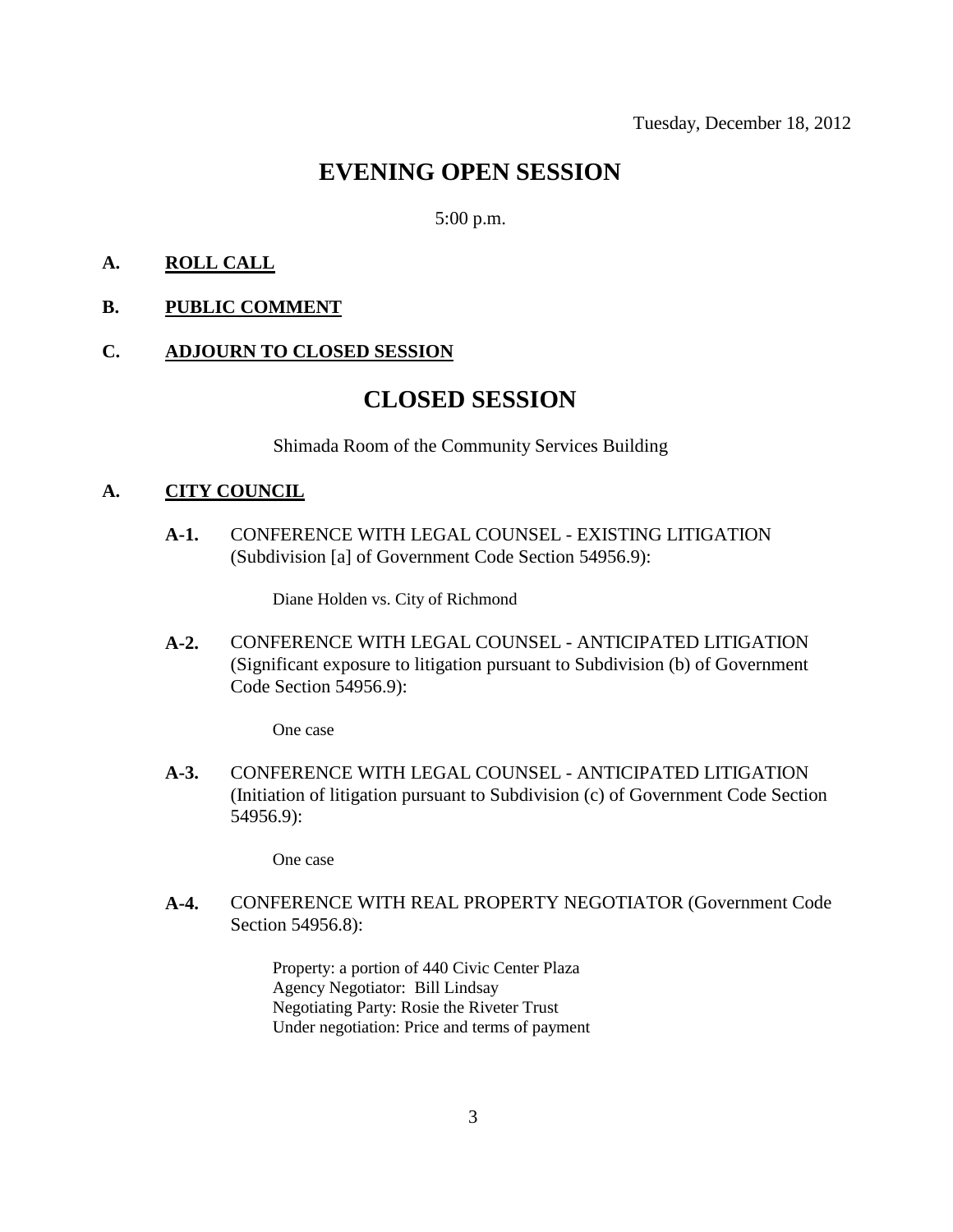Tuesday, December 18, 2012

# EVENING OPEN SESSION

5:00 p.m.

**A. ROLL CALL**

**B. PUBLIC COMMENT**

**C. ADJOURN TO CLOSED SESSION**

# CLOSED SESSION

Shimada Room of the Community Services Building

**A. CITY COUNCIL**

**A-1.** CONFERENCE WITH LEGAL COUNSEL - EXISTING LITIGATION (Subdivision [a] of Government Code Section 54956.9):

Diane Holden vs. City of Richmond

**A-2.** CONFERENCE WITH LEGAL COUNSEL - ANTICIPATED LITIGATION (Significant exposure to litigation pursuant to Subdivision (b) of Government Code Section 54956.9):

One case

**A-3.** CONFERENCE WITH LEGAL COUNSEL - ANTICIPATED LITIGATION (Initiation of litigation pursuant to Subdivision (c) of Government Code Section 54956.9):

One case

**A-4.** CONFERENCE WITH REAL PROPERTY NEGOTIATOR (Government Code Section 54956.8):

Property: a portion of 440 Civic Center Plaza
Agency Negotiator: Bill Lindsay
Negotiating Party: Rosie the Riveter Trust
Under negotiation: Price and terms of payment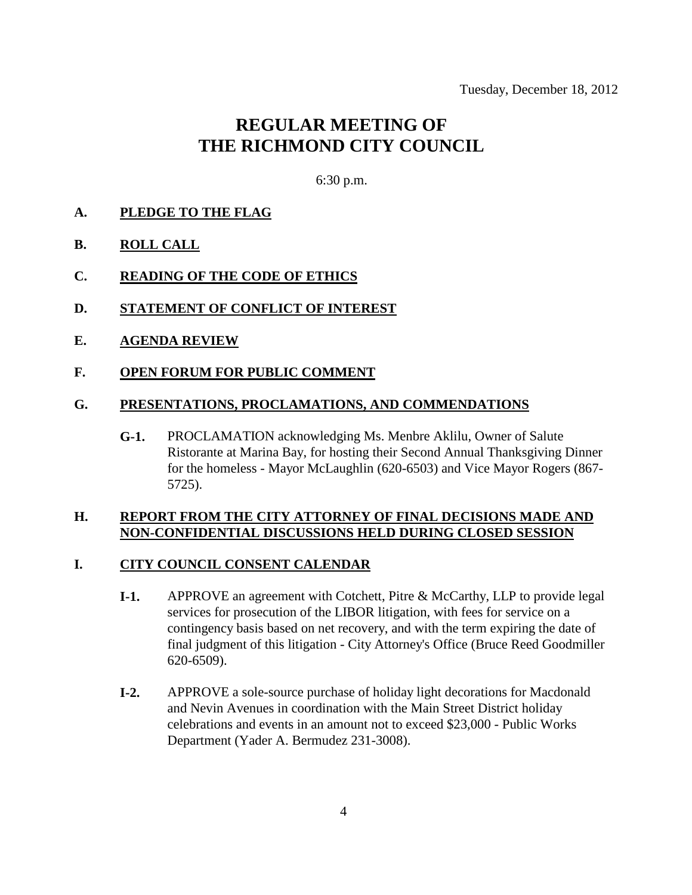Tuesday, December 18, 2012

# REGULAR MEETING OF THE RICHMOND CITY COUNCIL

6:30 p.m.

**A. PLEDGE TO THE FLAG**

**B. ROLL CALL**

**C. READING OF THE CODE OF ETHICS**

**D. STATEMENT OF CONFLICT OF INTEREST**

**E. AGENDA REVIEW**

**F. OPEN FORUM FOR PUBLIC COMMENT**

**G. PRESENTATIONS, PROCLAMATIONS, AND COMMENDATIONS**

**G-1.** PROCLAMATION acknowledging Ms. Menbre Aklilu, Owner of Salute Ristorante at Marina Bay, for hosting their Second Annual Thanksgiving Dinner for the homeless - Mayor McLaughlin (620-6503) and Vice Mayor Rogers (867-5725).

**H. REPORT FROM THE CITY ATTORNEY OF FINAL DECISIONS MADE AND NON-CONFIDENTIAL DISCUSSIONS HELD DURING CLOSED SESSION**

**I. CITY COUNCIL CONSENT CALENDAR**

**I-1.** APPROVE an agreement with Cotchett, Pitre & McCarthy, LLP to provide legal services for prosecution of the LIBOR litigation, with fees for service on a contingency basis based on net recovery, and with the term expiring the date of final judgment of this litigation - City Attorney's Office (Bruce Reed Goodmiller 620-6509).

**I-2.** APPROVE a sole-source purchase of holiday light decorations for Macdonald and Nevin Avenues in coordination with the Main Street District holiday celebrations and events in an amount not to exceed $23,000 - Public Works Department (Yader A. Bermudez 231-3008).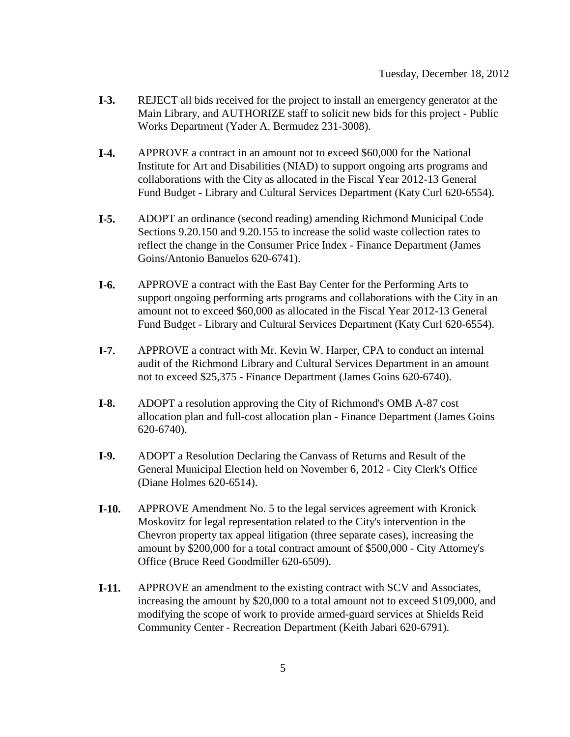**I-3.** REJECT all bids received for the project to install an emergency generator at the Main Library, and AUTHORIZE staff to solicit new bids for this project - Public Works Department (Yader A. Bermudez 231-3008).

**I-4.** APPROVE a contract in an amount not to exceed $60,000 for the National Institute for Art and Disabilities (NIAD) to support ongoing arts programs and collaborations with the City as allocated in the Fiscal Year 2012-13 General Fund Budget - Library and Cultural Services Department (Katy Curl 620-6554).

**I-5.** ADOPT an ordinance (second reading) amending Richmond Municipal Code Sections 9.20.150 and 9.20.155 to increase the solid waste collection rates to reflect the change in the Consumer Price Index - Finance Department (James Goins/Antonio Banuelos 620-6741).

**I-6.** APPROVE a contract with the East Bay Center for the Performing Arts to support ongoing performing arts programs and collaborations with the City in an amount not to exceed $60,000 as allocated in the Fiscal Year 2012-13 General Fund Budget - Library and Cultural Services Department (Katy Curl 620-6554).

**I-7.** APPROVE a contract with Mr. Kevin W. Harper, CPA to conduct an internal audit of the Richmond Library and Cultural Services Department in an amount not to exceed $25,375 - Finance Department (James Goins 620-6740).

**I-8.** ADOPT a resolution approving the City of Richmond's OMB A-87 cost allocation plan and full-cost allocation plan - Finance Department (James Goins 620-6740).

**I-9.** ADOPT a Resolution Declaring the Canvass of Returns and Result of the General Municipal Election held on November 6, 2012 - City Clerk's Office (Diane Holmes 620-6514).

**I-10.** APPROVE Amendment No. 5 to the legal services agreement with Kronick Moskovitz for legal representation related to the City's intervention in the Chevron property tax appeal litigation (three separate cases), increasing the amount by $200,000 for a total contract amount of $500,000 - City Attorney's Office (Bruce Reed Goodmiller 620-6509).

**I-11.** APPROVE an amendment to the existing contract with SCV and Associates, increasing the amount by $20,000 to a total amount not to exceed $109,000, and modifying the scope of work to provide armed-guard services at Shields Reid Community Center - Recreation Department (Keith Jabari 620-6791).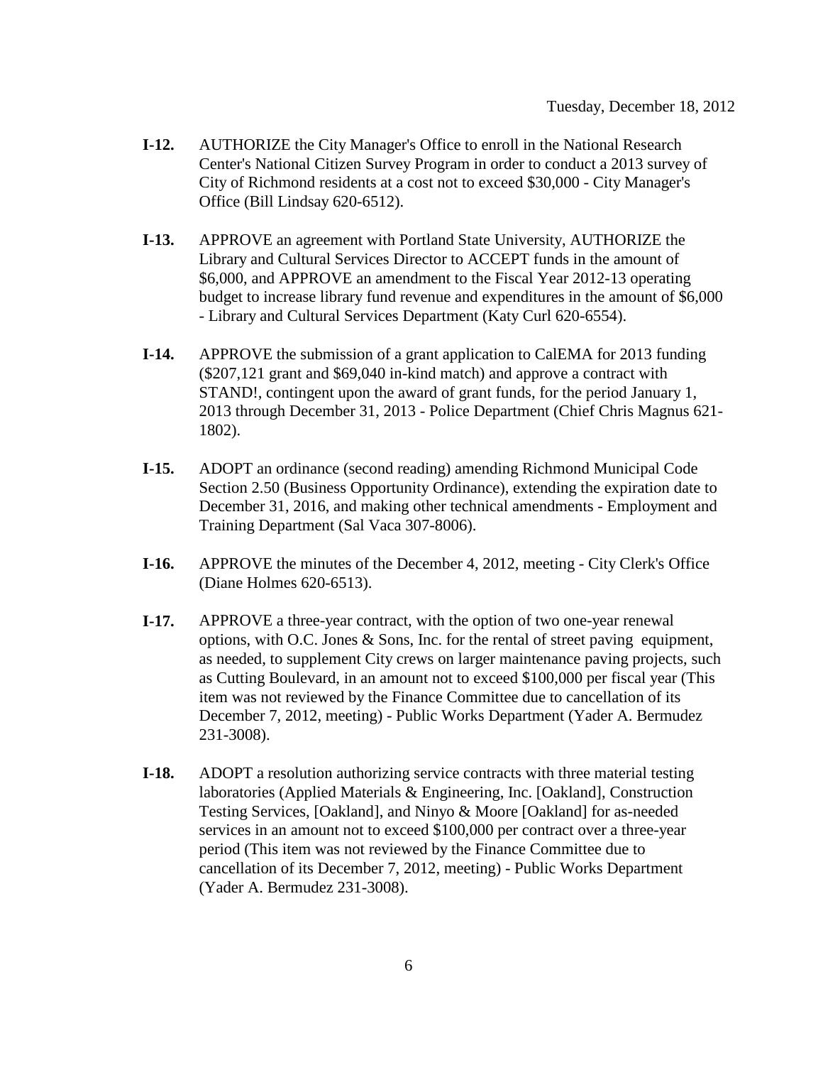Tuesday, December 18, 2012

**I-12.** AUTHORIZE the City Manager's Office to enroll in the National Research Center's National Citizen Survey Program in order to conduct a 2013 survey of City of Richmond residents at a cost not to exceed $30,000 - City Manager's Office (Bill Lindsay 620-6512).

**I-13.** APPROVE an agreement with Portland State University, AUTHORIZE the Library and Cultural Services Director to ACCEPT funds in the amount of $6,000, and APPROVE an amendment to the Fiscal Year 2012-13 operating budget to increase library fund revenue and expenditures in the amount of $6,000 - Library and Cultural Services Department (Katy Curl 620-6554).

**I-14.** APPROVE the submission of a grant application to CalEMA for 2013 funding ($207,121 grant and $69,040 in-kind match) and approve a contract with STAND!, contingent upon the award of grant funds, for the period January 1, 2013 through December 31, 2013 - Police Department (Chief Chris Magnus 621-1802).

**I-15.** ADOPT an ordinance (second reading) amending Richmond Municipal Code Section 2.50 (Business Opportunity Ordinance), extending the expiration date to December 31, 2016, and making other technical amendments - Employment and Training Department (Sal Vaca 307-8006).

**I-16.** APPROVE the minutes of the December 4, 2012, meeting - City Clerk's Office (Diane Holmes 620-6513).

**I-17.** APPROVE a three-year contract, with the option of two one-year renewal options, with O.C. Jones & Sons, Inc. for the rental of street paving equipment, as needed, to supplement City crews on larger maintenance paving projects, such as Cutting Boulevard, in an amount not to exceed $100,000 per fiscal year (This item was not reviewed by the Finance Committee due to cancellation of its December 7, 2012, meeting) - Public Works Department (Yader A. Bermudez 231-3008).

**I-18.** ADOPT a resolution authorizing service contracts with three material testing laboratories (Applied Materials & Engineering, Inc. [Oakland], Construction Testing Services, [Oakland], and Ninyo & Moore [Oakland] for as-needed services in an amount not to exceed $100,000 per contract over a three-year period (This item was not reviewed by the Finance Committee due to cancellation of its December 7, 2012, meeting) - Public Works Department (Yader A. Bermudez 231-3008).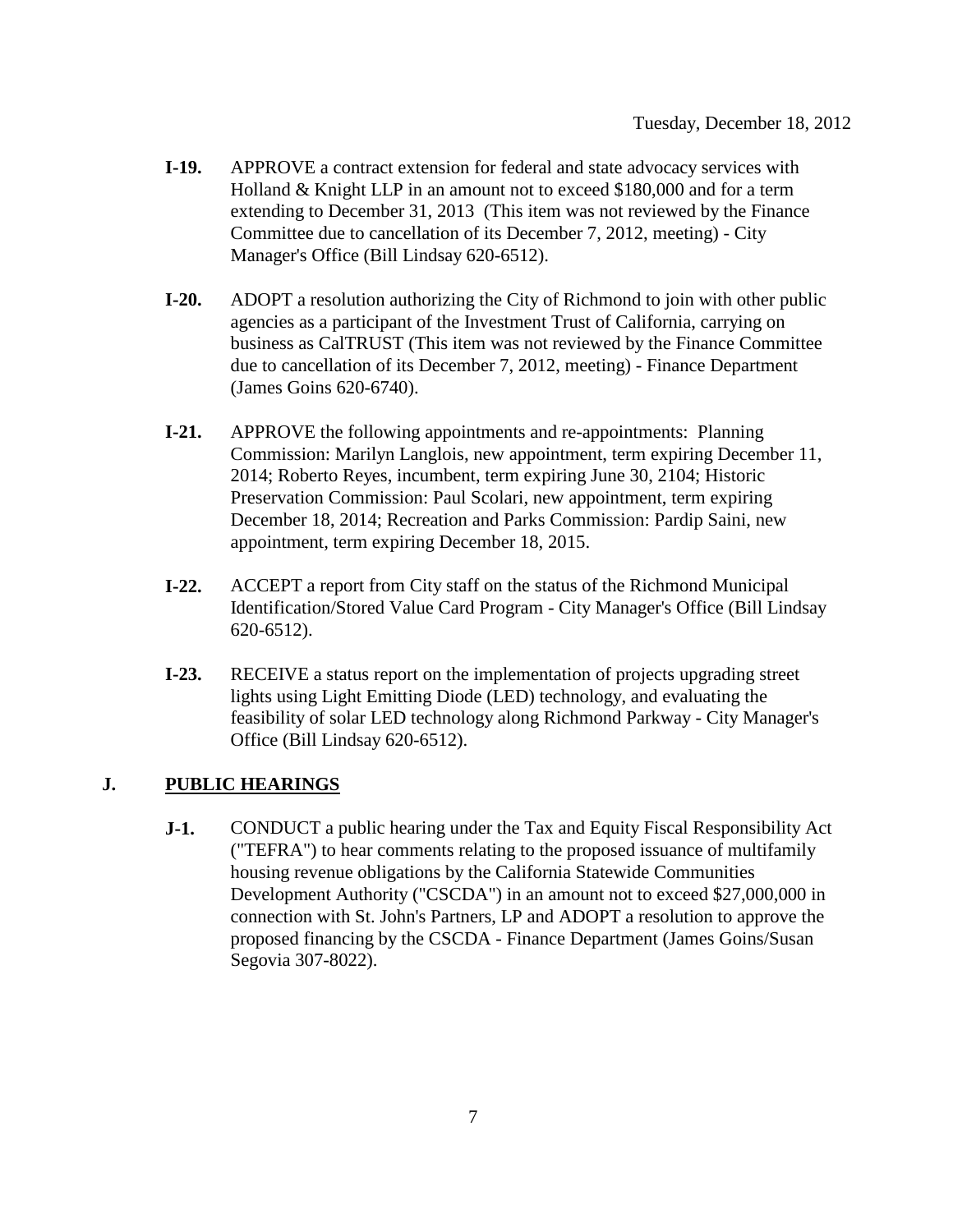- **I-19.** APPROVE a contract extension for federal and state advocacy services with Holland & Knight LLP in an amount not to exceed $180,000 and for a term extending to December 31, 2013 (This item was not reviewed by the Finance Committee due to cancellation of its December 7, 2012, meeting) - City Manager's Office (Bill Lindsay 620-6512).

- **I-20.** ADOPT a resolution authorizing the City of Richmond to join with other public agencies as a participant of the Investment Trust of California, carrying on business as CalTRUST (This item was not reviewed by the Finance Committee due to cancellation of its December 7, 2012, meeting) - Finance Department (James Goins 620-6740).

- **I-21.** APPROVE the following appointments and re-appointments: Planning Commission: Marilyn Langlois, new appointment, term expiring December 11, 2014; Roberto Reyes, incumbent, term expiring June 30, 2104; Historic Preservation Commission: Paul Scolari, new appointment, term expiring December 18, 2014; Recreation and Parks Commission: Pardip Saini, new appointment, term expiring December 18, 2015.

- **I-22.** ACCEPT a report from City staff on the status of the Richmond Municipal Identification/Stored Value Card Program - City Manager's Office (Bill Lindsay 620-6512).

- **I-23.** RECEIVE a status report on the implementation of projects upgrading street lights using Light Emitting Diode (LED) technology, and evaluating the feasibility of solar LED technology along Richmond Parkway - City Manager's Office (Bill Lindsay 620-6512).

## J. PUBLIC HEARINGS

- **J-1.** CONDUCT a public hearing under the Tax and Equity Fiscal Responsibility Act ("TEFRA") to hear comments relating to the proposed issuance of multifamily housing revenue obligations by the California Statewide Communities Development Authority ("CSCDA") in an amount not to exceed $27,000,000 in connection with St. John's Partners, LP and ADOPT a resolution to approve the proposed financing by the CSCDA - Finance Department (James Goins/Susan Segovia 307-8022).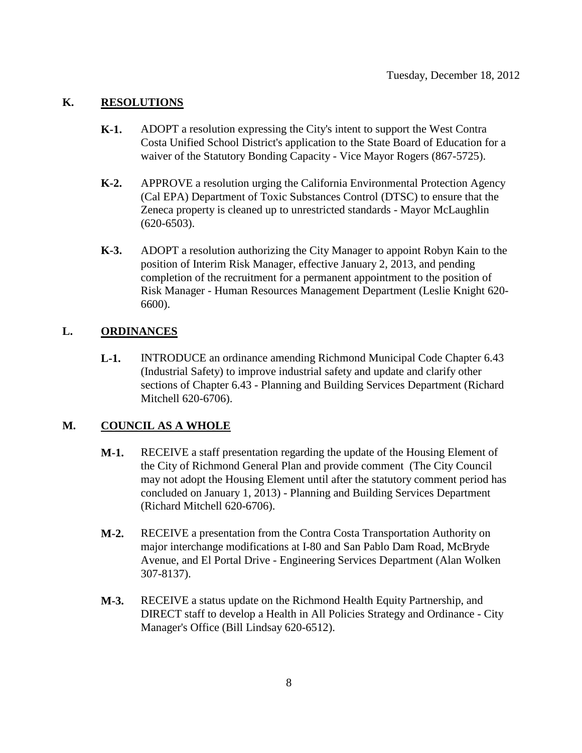Tuesday, December 18, 2012

## K. RESOLUTIONS

**K-1.** ADOPT a resolution expressing the City's intent to support the West Contra Costa Unified School District's application to the State Board of Education for a waiver of the Statutory Bonding Capacity - Vice Mayor Rogers (867-5725).

**K-2.** APPROVE a resolution urging the California Environmental Protection Agency (Cal EPA) Department of Toxic Substances Control (DTSC) to ensure that the Zeneca property is cleaned up to unrestricted standards - Mayor McLaughlin (620-6503).

**K-3.** ADOPT a resolution authorizing the City Manager to appoint Robyn Kain to the position of Interim Risk Manager, effective January 2, 2013, and pending completion of the recruitment for a permanent appointment to the position of Risk Manager - Human Resources Management Department (Leslie Knight 620-6600).

## L. ORDINANCES

**L-1.** INTRODUCE an ordinance amending Richmond Municipal Code Chapter 6.43 (Industrial Safety) to improve industrial safety and update and clarify other sections of Chapter 6.43 - Planning and Building Services Department (Richard Mitchell 620-6706).

## M. COUNCIL AS A WHOLE

**M-1.** RECEIVE a staff presentation regarding the update of the Housing Element of the City of Richmond General Plan and provide comment (The City Council may not adopt the Housing Element until after the statutory comment period has concluded on January 1, 2013) - Planning and Building Services Department (Richard Mitchell 620-6706).

**M-2.** RECEIVE a presentation from the Contra Costa Transportation Authority on major interchange modifications at I-80 and San Pablo Dam Road, McBryde Avenue, and El Portal Drive - Engineering Services Department (Alan Wolken 307-8137).

**M-3.** RECEIVE a status update on the Richmond Health Equity Partnership, and DIRECT staff to develop a Health in All Policies Strategy and Ordinance - City Manager's Office (Bill Lindsay 620-6512).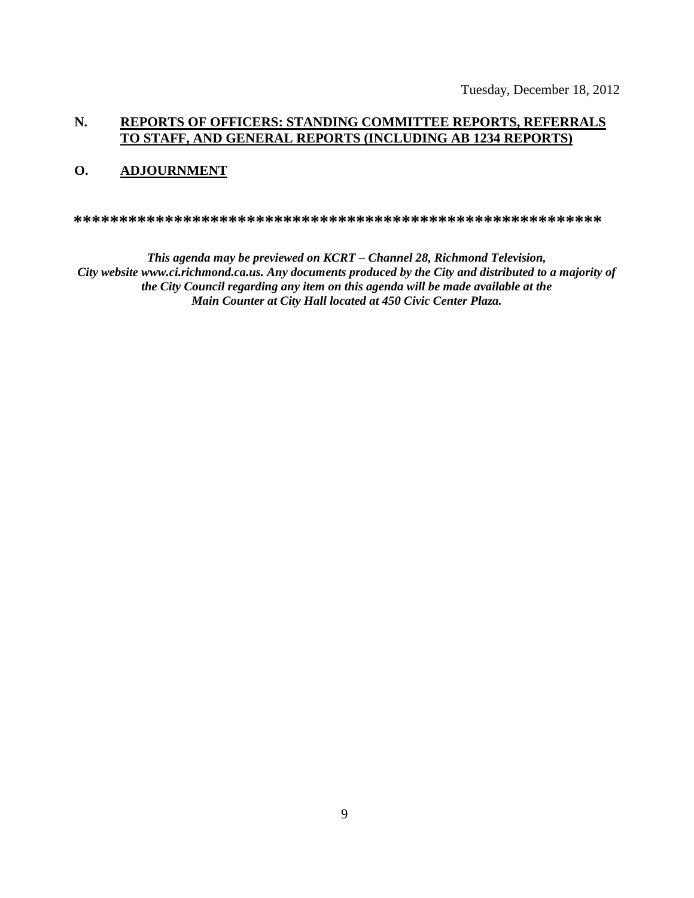## N. REPORTS OF OFFICERS: STANDING COMMITTEE REPORTS, REFERRALS TO STAFF, AND GENERAL REPORTS (INCLUDING AB 1234 REPORTS)

## O. ADJOURNMENT

**\*\*\*\*\*\*\*\*\*\*\*\*\*\*\*\*\*\*\*\*\*\*\*\*\*\*\*\*\*\*\*\*\*\*\*\*\*\*\*\*\*\*\*\*\*\*\*\*\*\*\*\*\*\*\*\*\*\*\*\***

***This agenda may be previewed on KCRT – Channel 28, Richmond Television, City website www.ci.richmond.ca.us. Any documents produced by the City and distributed to a majority of the City Council regarding any item on this agenda will be made available at the Main Counter at City Hall located at 450 Civic Center Plaza.***